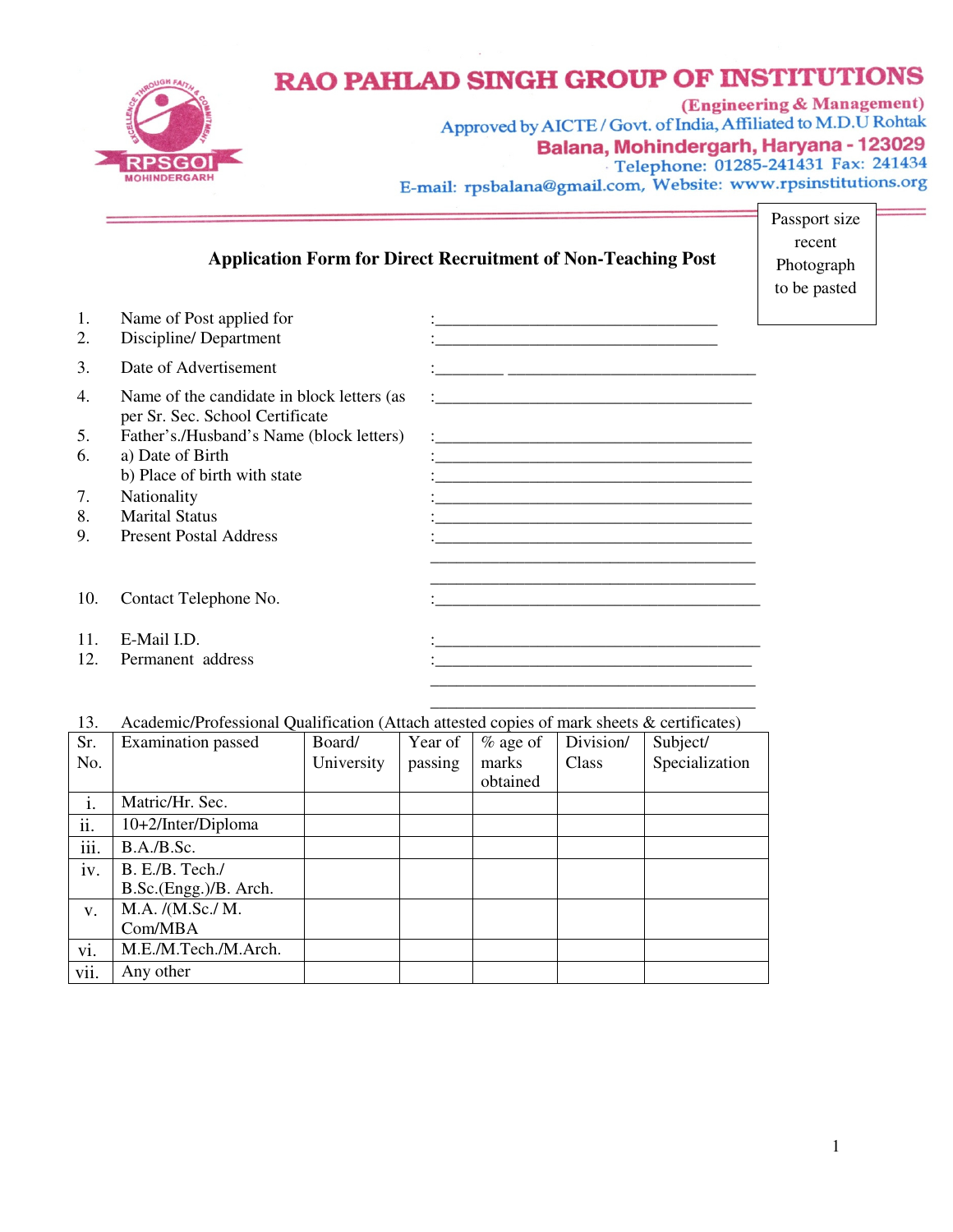# RAO PAHLAD SINGH GROUP OF INSTITUTIONS

(Engineering & Management)

Approved by AICTE / Govt. of India, Affiliated to M.D.U Rohtak

Balana, Mohindergarh, Haryana - 123029

Telephone: 01285-241431 Fax: 241434

E-mail: rpsbalana@gmail.com, Website: www.rpsinstitutions.org

Passport size recent Photograph to be pasted

## Application Form for Direct Recruitment of Non-Teaching Post

1. Name of Post applied for :___________________________________
2. Discipline/ Department :___________________________________
3. Date of Advertisement :________ ______________________________
4. Name of the candidate in block letters (as per Sr. Sec. School Certificate :_______________________________________
5. Father's./Husband's Name (block letters) :_______________________________________
6. a) Date of Birth :_______________________________________
   b) Place of birth with state :_______________________________________
7. Nationality :_______________________________________
8. Marital Status :_______________________________________
9. Present Postal Address :_______________________________________
   ________________________________________
   ________________________________________
10. Contact Telephone No. :_________________________________________
11. E-Mail I.D. :_________________________________________
12. Permanent address :_______________________________________
    ________________________________________
    ________________________________________
13. Academic/Professional Qualification (Attach attested copies of mark sheets & certificates)

| Sr. No. | Examination passed | Board/ University | Year of passing | % age of marks obtained | Division/ Class | Subject/ Specialization |
|---|---|---|---|---|---|---|
| i. | Matric/Hr. Sec. | | | | | |
| ii. | 10+2/Inter/Diploma | | | | | |
| iii. | B.A./B.Sc. | | | | | |
| iv. | B. E./B. Tech./ B.Sc.(Engg.)/B. Arch. | | | | | |
| v. | M.A. /(M.Sc./ M. Com/MBA | | | | | |
| vi. | M.E./M.Tech./M.Arch. | | | | | |
| vii. | Any other | | | | | |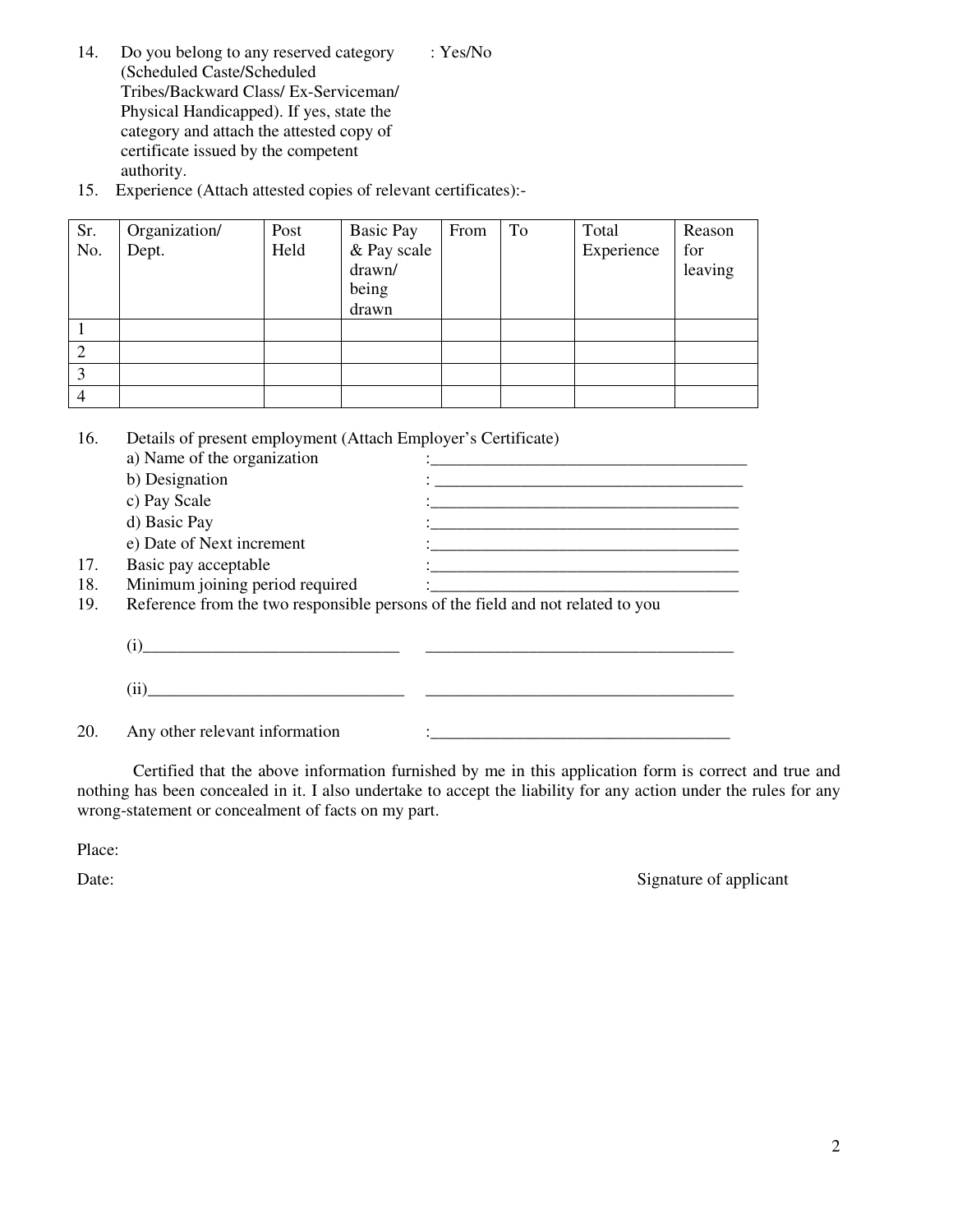14. Do you belong to any reserved category (Scheduled Caste/Scheduled Tribes/Backward Class/ Ex-Serviceman/ Physical Handicapped). If yes, state the category and attach the attested copy of certificate issued by the competent authority. : Yes/No

15. Experience (Attach attested copies of relevant certificates):-

| Sr. No. | Organization/ Dept. | Post Held | Basic Pay & Pay scale drawn/ being drawn | From | To | Total Experience | Reason for leaving |
|---|---|---|---|---|---|---|---|
| 1 | | | | | | | |
| 2 | | | | | | | |
| 3 | | | | | | | |
| 4 | | | | | | | |

16. Details of present employment (Attach Employer's Certificate)
    a) Name of the organization :_____________________________________
    b) Designation : _____________________________________
    c) Pay Scale :_____________________________________
    d) Basic Pay :_____________________________________
    e) Date of Next increment :_____________________________________

17. Basic pay acceptable :_____________________________________

18. Minimum joining period required :_____________________________________

19. Reference from the two responsible persons of the field and not related to you

    (i)______________________________ _____________________________________

    (ii)______________________________ _____________________________________

20. Any other relevant information :_____________________________________

Certified that the above information furnished by me in this application form is correct and true and nothing has been concealed in it. I also undertake to accept the liability for any action under the rules for any wrong-statement or concealment of facts on my part.

Place:

Date: Signature of applicant